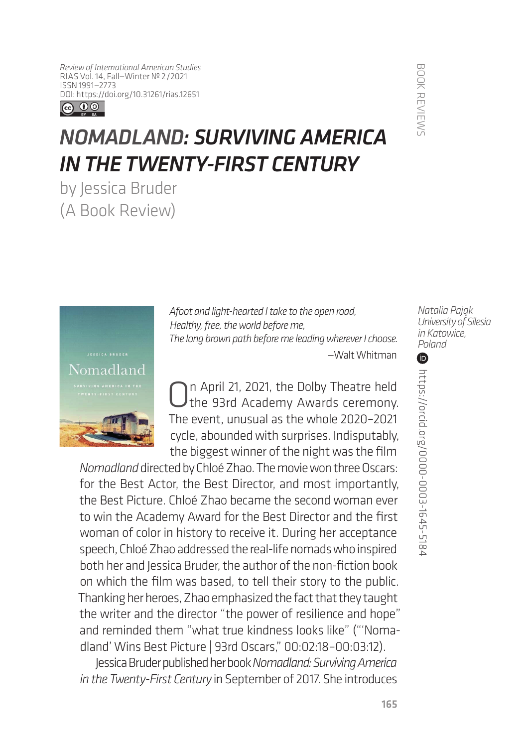*Review of International American Studies*
RIAS Vol. 14, Fall–Winter № 2/2021
ISSN 1991–2773
DOI: https://doi.org/10.31261/rias.12651

BOOK REVIEWS

# *NOMADLAND: SURVIVING AMERICA IN THE TWENTY-FIRST CENTURY*

by Jessica Bruder
(A Book Review)

*Natalia Pająk*
*University of Silesia in Katowice, Poland*
https://orcid.org/0000-0003-1645-5184

*Afoot and light-hearted I take to the open road,*
*Healthy, free, the world before me,*
*The long brown path before me leading wherever I choose.*
—Walt Whitman

On April 21, 2021, the Dolby Theatre held the 93rd Academy Awards ceremony. The event, unusual as the whole 2020–2021 cycle, abounded with surprises. Indisputably, the biggest winner of the night was the film *Nomadland* directed by Chloé Zhao. The movie won three Oscars: for the Best Actor, the Best Director, and most importantly, the Best Picture. Chloé Zhao became the second woman ever to win the Academy Award for the Best Director and the first woman of color in history to receive it. During her acceptance speech, Chloé Zhao addressed the real-life nomads who inspired both her and Jessica Bruder, the author of the non-fiction book on which the film was based, to tell their story to the public. Thanking her heroes, Zhao emphasized the fact that they taught the writer and the director "the power of resilience and hope" and reminded them "what true kindness looks like" ("'Nomadland' Wins Best Picture | 93rd Oscars," 00:02:18–00:03:12).

Jessica Bruder published her book *Nomadland: Surviving America in the Twenty-First Century* in September of 2017. She introduces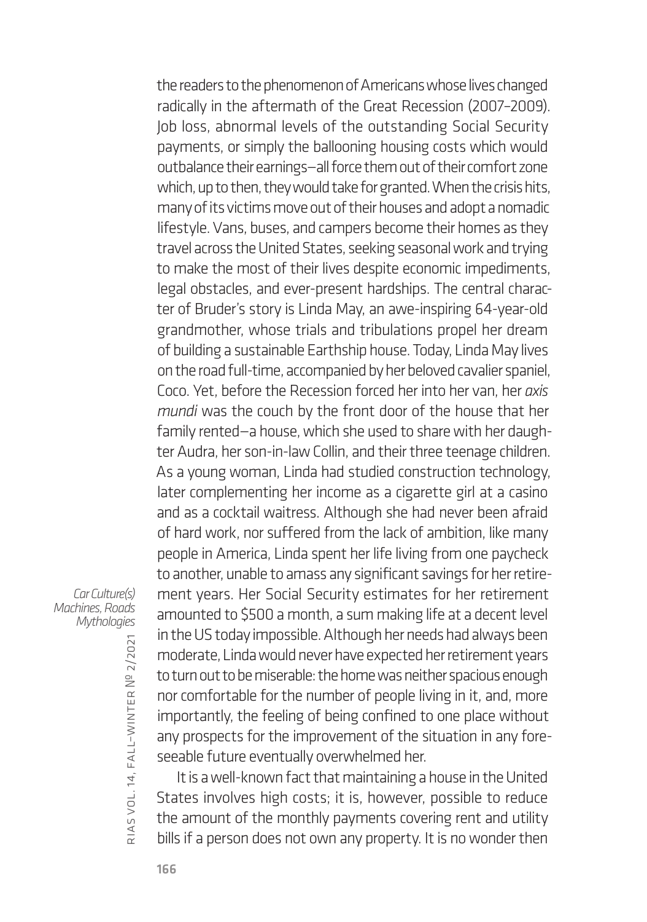the readers to the phenomenon of Americans whose lives changed radically in the aftermath of the Great Recession (2007–2009). Job loss, abnormal levels of the outstanding Social Security payments, or simply the ballooning housing costs which would outbalance their earnings—all force them out of their comfort zone which, up to then, they would take for granted. When the crisis hits, many of its victims move out of their houses and adopt a nomadic lifestyle. Vans, buses, and campers become their homes as they travel across the United States, seeking seasonal work and trying to make the most of their lives despite economic impediments, legal obstacles, and ever-present hardships. The central character of Bruder's story is Linda May, an awe-inspiring 64-year-old grandmother, whose trials and tribulations propel her dream of building a sustainable Earthship house. Today, Linda May lives on the road full-time, accompanied by her beloved cavalier spaniel, Coco. Yet, before the Recession forced her into her van, her *axis mundi* was the couch by the front door of the house that her family rented—a house, which she used to share with her daughter Audra, her son-in-law Collin, and their three teenage children. As a young woman, Linda had studied construction technology, later complementing her income as a cigarette girl at a casino and as a cocktail waitress. Although she had never been afraid of hard work, nor suffered from the lack of ambition, like many people in America, Linda spent her life living from one paycheck to another, unable to amass any significant savings for her retirement years. Her Social Security estimates for her retirement amounted to $500 a month, a sum making life at a decent level in the US today impossible. Although her needs had always been moderate, Linda would never have expected her retirement years to turn out to be miserable: the home was neither spacious enough nor comfortable for the number of people living in it, and, more importantly, the feeling of being confined to one place without any prospects for the improvement of the situation in any foreseeable future eventually overwhelmed her.

It is a well-known fact that maintaining a house in the United States involves high costs; it is, however, possible to reduce the amount of the monthly payments covering rent and utility bills if a person does not own any property. It is no wonder then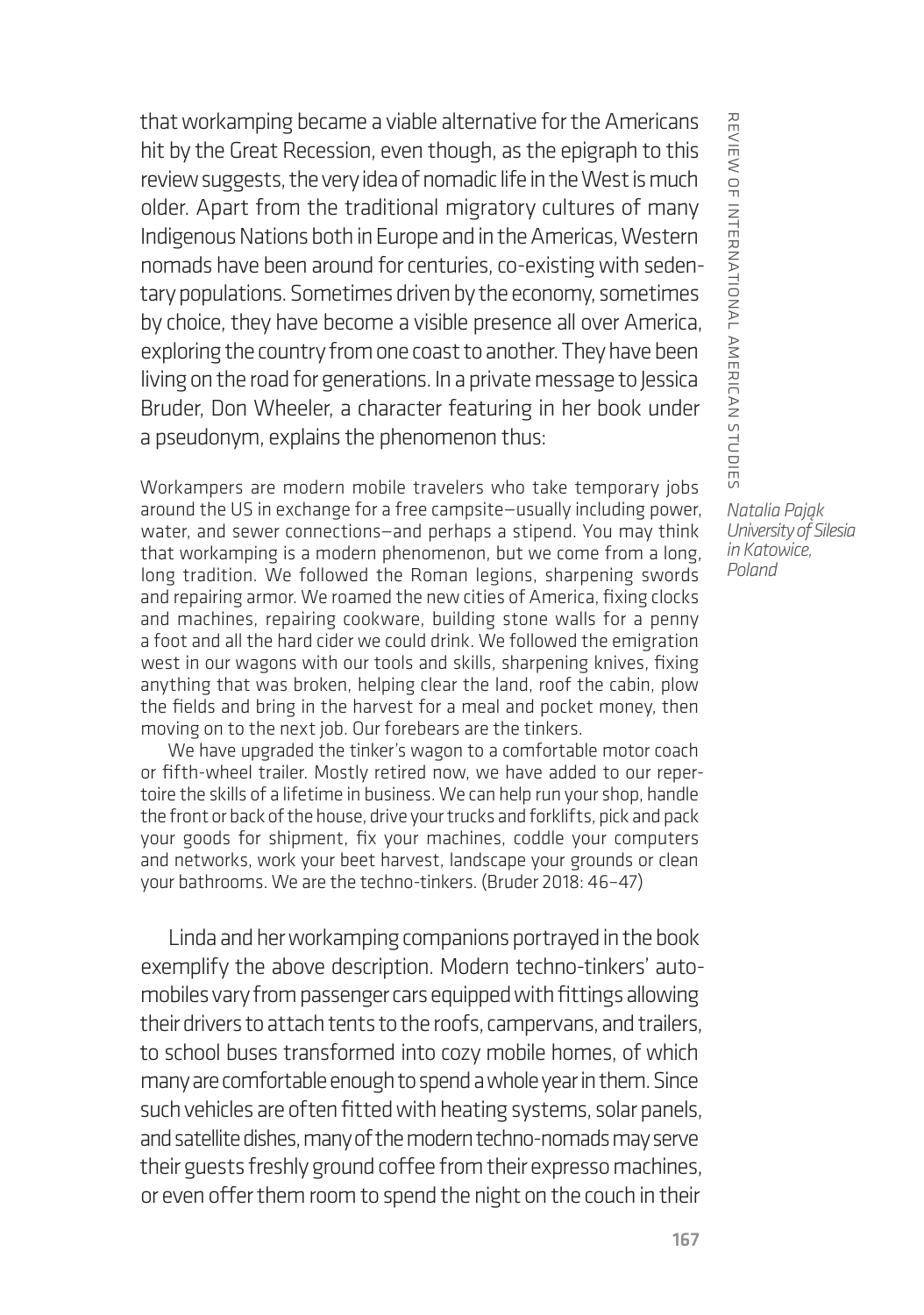that workamping became a viable alternative for the Americans hit by the Great Recession, even though, as the epigraph to this review suggests, the very idea of nomadic life in the West is much older. Apart from the traditional migratory cultures of many Indigenous Nations both in Europe and in the Americas, Western nomads have been around for centuries, co-existing with sedentary populations. Sometimes driven by the economy, sometimes by choice, they have become a visible presence all over America, exploring the country from one coast to another. They have been living on the road for generations. In a private message to Jessica Bruder, Don Wheeler, a character featuring in her book under a pseudonym, explains the phenomenon thus:

> Workampers are modern mobile travelers who take temporary jobs around the US in exchange for a free campsite—usually including power, water, and sewer connections—and perhaps a stipend. You may think that workamping is a modern phenomenon, but we come from a long, long tradition. We followed the Roman legions, sharpening swords and repairing armor. We roamed the new cities of America, fixing clocks and machines, repairing cookware, building stone walls for a penny a foot and all the hard cider we could drink. We followed the emigration west in our wagons with our tools and skills, sharpening knives, fixing anything that was broken, helping clear the land, roof the cabin, plow the fields and bring in the harvest for a meal and pocket money, then moving on to the next job. Our forebears are the tinkers.
>
> We have upgraded the tinker's wagon to a comfortable motor coach or fifth-wheel trailer. Mostly retired now, we have added to our repertoire the skills of a lifetime in business. We can help run your shop, handle the front or back of the house, drive your trucks and forklifts, pick and pack your goods for shipment, fix your machines, coddle your computers and networks, work your beet harvest, landscape your grounds or clean your bathrooms. We are the techno-tinkers. (Bruder 2018: 46–47)

Linda and her workamping companions portrayed in the book exemplify the above description. Modern techno-tinkers' automobiles vary from passenger cars equipped with fittings allowing their drivers to attach tents to the roofs, campervans, and trailers, to school buses transformed into cozy mobile homes, of which many are comfortable enough to spend a whole year in them. Since such vehicles are often fitted with heating systems, solar panels, and satellite dishes, many of the modern techno-nomads may serve their guests freshly ground coffee from their expresso machines, or even offer them room to spend the night on the couch in their

*Natalia Pająk*
*University of Silesia in Katowice, Poland*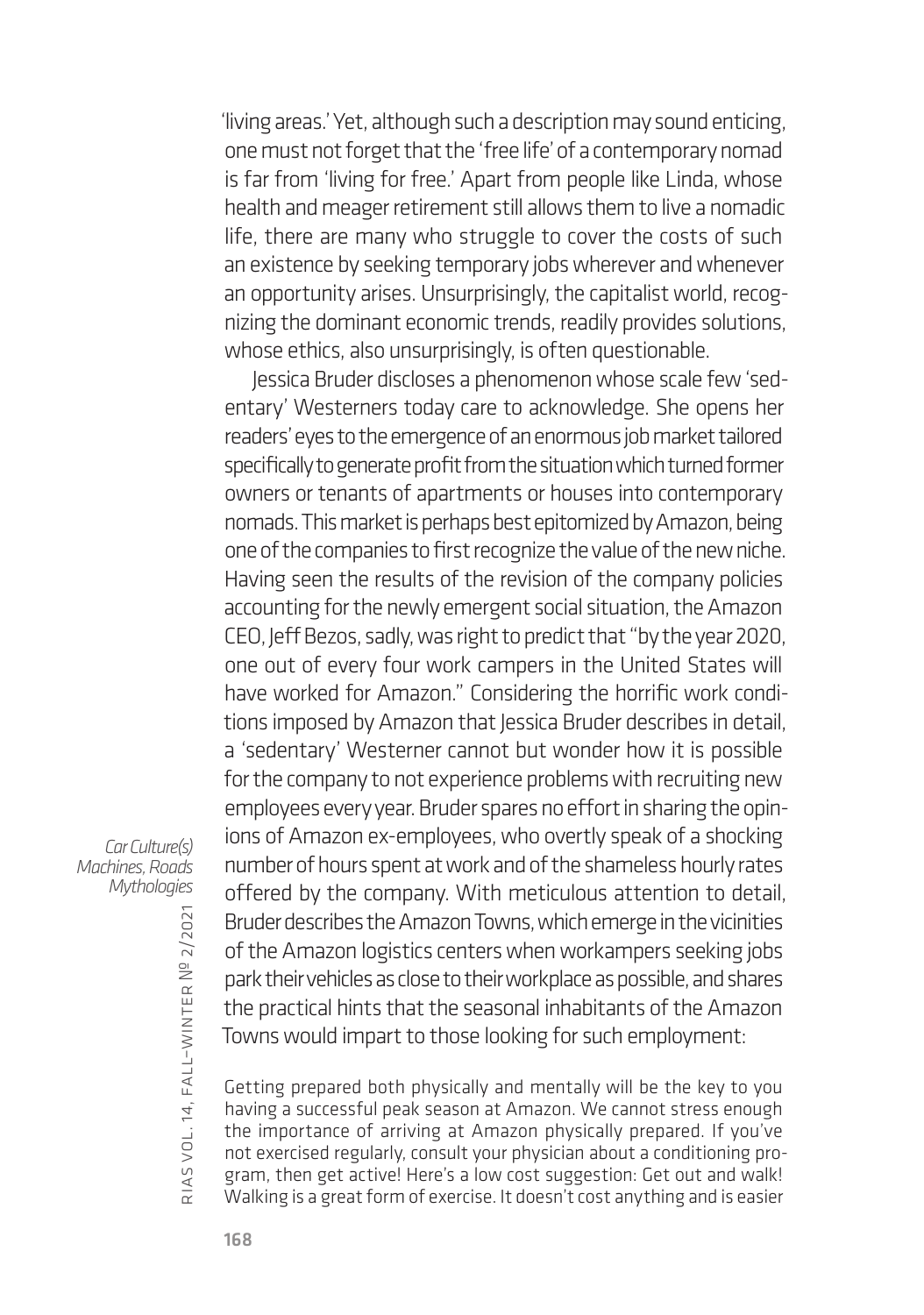'living areas.' Yet, although such a description may sound enticing, one must not forget that the 'free life' of a contemporary nomad is far from 'living for free.' Apart from people like Linda, whose health and meager retirement still allows them to live a nomadic life, there are many who struggle to cover the costs of such an existence by seeking temporary jobs wherever and whenever an opportunity arises. Unsurprisingly, the capitalist world, recognizing the dominant economic trends, readily provides solutions, whose ethics, also unsurprisingly, is often questionable.

Jessica Bruder discloses a phenomenon whose scale few 'sedentary' Westerners today care to acknowledge. She opens her readers' eyes to the emergence of an enormous job market tailored specifically to generate profit from the situation which turned former owners or tenants of apartments or houses into contemporary nomads. This market is perhaps best epitomized by Amazon, being one of the companies to first recognize the value of the new niche. Having seen the results of the revision of the company policies accounting for the newly emergent social situation, the Amazon CEO, Jeff Bezos, sadly, was right to predict that "by the year 2020, one out of every four work campers in the United States will have worked for Amazon." Considering the horrific work conditions imposed by Amazon that Jessica Bruder describes in detail, a 'sedentary' Westerner cannot but wonder how it is possible for the company to not experience problems with recruiting new employees every year. Bruder spares no effort in sharing the opinions of Amazon ex-employees, who overtly speak of a shocking number of hours spent at work and of the shameless hourly rates offered by the company. With meticulous attention to detail, Bruder describes the Amazon Towns, which emerge in the vicinities of the Amazon logistics centers when workampers seeking jobs park their vehicles as close to their workplace as possible, and shares the practical hints that the seasonal inhabitants of the Amazon Towns would impart to those looking for such employment:

> Getting prepared both physically and mentally will be the key to you having a successful peak season at Amazon. We cannot stress enough the importance of arriving at Amazon physically prepared. If you've not exercised regularly, consult your physician about a conditioning program, then get active! Here's a low cost suggestion: Get out and walk! Walking is a great form of exercise. It doesn't cost anything and is easier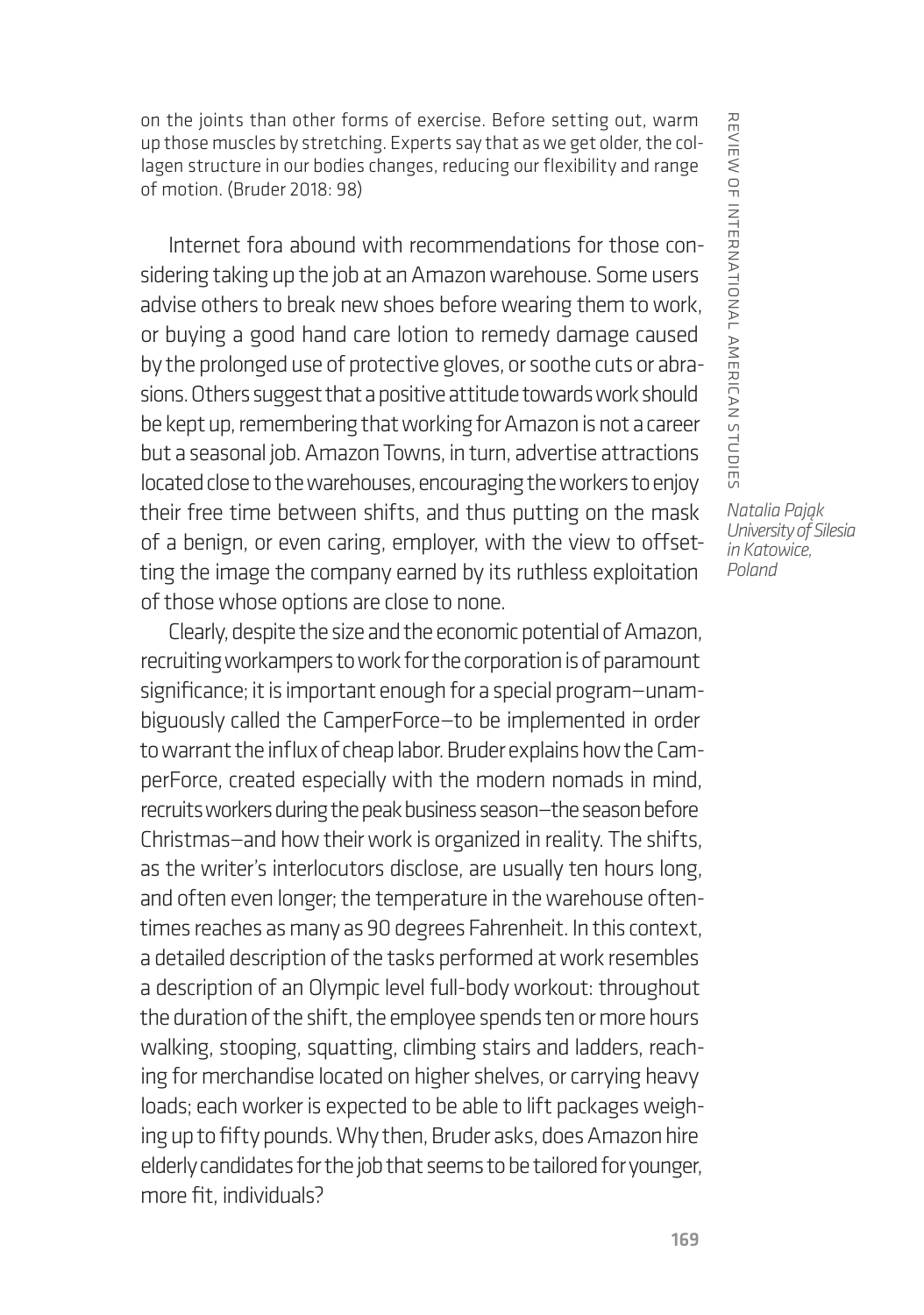on the joints than other forms of exercise. Before setting out, warm up those muscles by stretching. Experts say that as we get older, the collagen structure in our bodies changes, reducing our flexibility and range of motion. (Bruder 2018: 98)

Internet fora abound with recommendations for those considering taking up the job at an Amazon warehouse. Some users advise others to break new shoes before wearing them to work, or buying a good hand care lotion to remedy damage caused by the prolonged use of protective gloves, or soothe cuts or abrasions. Others suggest that a positive attitude towards work should be kept up, remembering that working for Amazon is not a career but a seasonal job. Amazon Towns, in turn, advertise attractions located close to the warehouses, encouraging the workers to enjoy their free time between shifts, and thus putting on the mask of a benign, or even caring, employer, with the view to offsetting the image the company earned by its ruthless exploitation of those whose options are close to none.

Clearly, despite the size and the economic potential of Amazon, recruiting workampers to work for the corporation is of paramount significance; it is important enough for a special program—unambiguously called the CamperForce—to be implemented in order to warrant the influx of cheap labor. Bruder explains how the CamperForce, created especially with the modern nomads in mind, recruits workers during the peak business season—the season before Christmas—and how their work is organized in reality. The shifts, as the writer's interlocutors disclose, are usually ten hours long, and often even longer; the temperature in the warehouse oftentimes reaches as many as 90 degrees Fahrenheit. In this context, a detailed description of the tasks performed at work resembles a description of an Olympic level full-body workout: throughout the duration of the shift, the employee spends ten or more hours walking, stooping, squatting, climbing stairs and ladders, reaching for merchandise located on higher shelves, or carrying heavy loads; each worker is expected to be able to lift packages weighing up to fifty pounds. Why then, Bruder asks, does Amazon hire elderly candidates for the job that seems to be tailored for younger, more fit, individuals?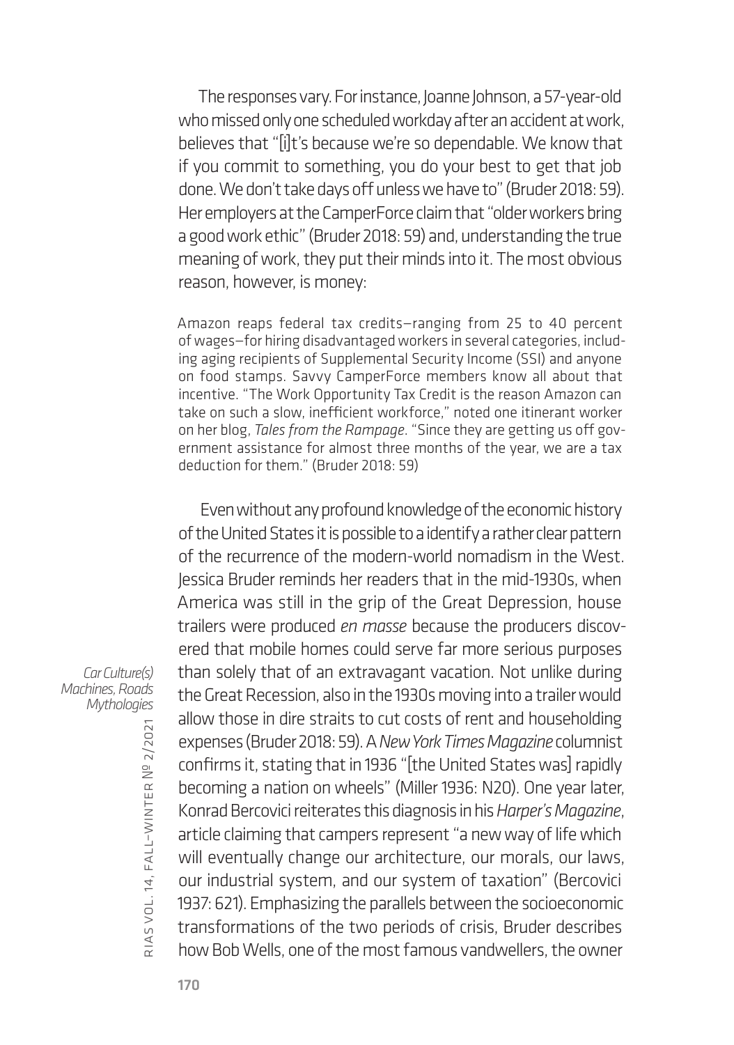The responses vary. For instance, Joanne Johnson, a 57-year-old who missed only one scheduled workday after an accident at work, believes that "[i]t's because we're so dependable. We know that if you commit to something, you do your best to get that job done. We don't take days off unless we have to" (Bruder 2018: 59). Her employers at the CamperForce claim that "older workers bring a good work ethic" (Bruder 2018: 59) and, understanding the true meaning of work, they put their minds into it. The most obvious reason, however, is money:

> Amazon reaps federal tax credits—ranging from 25 to 40 percent of wages—for hiring disadvantaged workers in several categories, including aging recipients of Supplemental Security Income (SSI) and anyone on food stamps. Savvy CamperForce members know all about that incentive. "The Work Opportunity Tax Credit is the reason Amazon can take on such a slow, inefficient workforce," noted one itinerant worker on her blog, *Tales from the Rampage*. "Since they are getting us off government assistance for almost three months of the year, we are a tax deduction for them." (Bruder 2018: 59)

Even without any profound knowledge of the economic history of the United States it is possible to a identify a rather clear pattern of the recurrence of the modern-world nomadism in the West. Jessica Bruder reminds her readers that in the mid-1930s, when America was still in the grip of the Great Depression, house trailers were produced *en masse* because the producers discovered that mobile homes could serve far more serious purposes than solely that of an extravagant vacation. Not unlike during the Great Recession, also in the 1930s moving into a trailer would allow those in dire straits to cut costs of rent and householding expenses (Bruder 2018: 59). A *New York Times Magazine* columnist confirms it, stating that in 1936 "[the United States was] rapidly becoming a nation on wheels" (Miller 1936: N20). One year later, Konrad Bercovici reiterates this diagnosis in his *Harper's Magazine*, article claiming that campers represent "a new way of life which will eventually change our architecture, our morals, our laws, our industrial system, and our system of taxation" (Bercovici 1937: 621). Emphasizing the parallels between the socioeconomic transformations of the two periods of crisis, Bruder describes how Bob Wells, one of the most famous vandwellers, the owner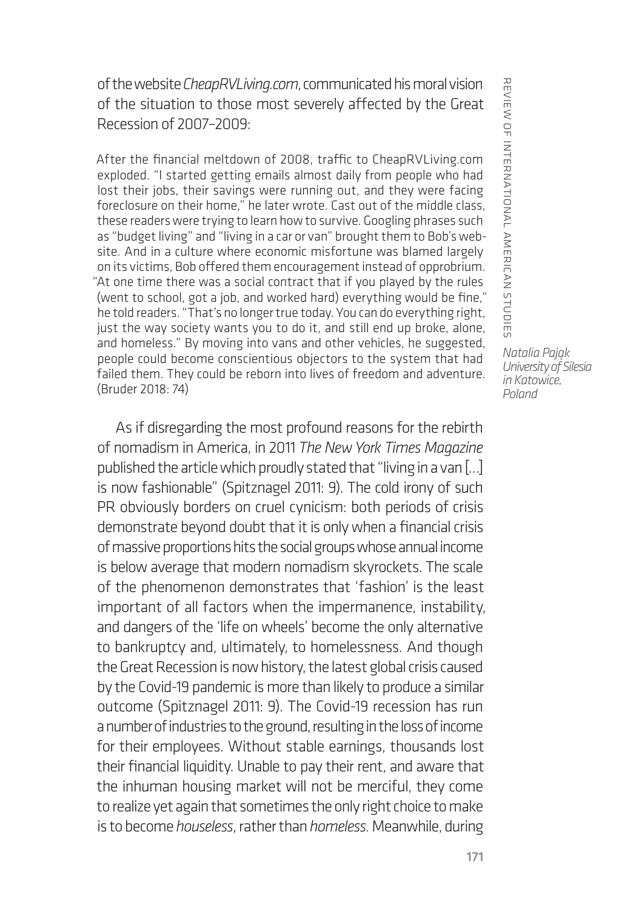of the website *CheapRVLiving.com*, communicated his moral vision of the situation to those most severely affected by the Great Recession of 2007–2009:

> After the financial meltdown of 2008, traffic to CheapRVLiving.com exploded. "I started getting emails almost daily from people who had lost their jobs, their savings were running out, and they were facing foreclosure on their home," he later wrote. Cast out of the middle class, these readers were trying to learn how to survive. Googling phrases such as "budget living" and "living in a car or van" brought them to Bob's website. And in a culture where economic misfortune was blamed largely on its victims, Bob offered them encouragement instead of opprobrium. "At one time there was a social contract that if you played by the rules (went to school, got a job, and worked hard) everything would be fine," he told readers. "That's no longer true today. You can do everything right, just the way society wants you to do it, and still end up broke, alone, and homeless." By moving into vans and other vehicles, he suggested, people could become conscientious objectors to the system that had failed them. They could be reborn into lives of freedom and adventure. (Bruder 2018: 74)

As if disregarding the most profound reasons for the rebirth of nomadism in America, in 2011 *The New York Times Magazine* published the article which proudly stated that "living in a van […] is now fashionable" (Spitznagel 2011: 9). The cold irony of such PR obviously borders on cruel cynicism: both periods of crisis demonstrate beyond doubt that it is only when a financial crisis of massive proportions hits the social groups whose annual income is below average that modern nomadism skyrockets. The scale of the phenomenon demonstrates that 'fashion' is the least important of all factors when the impermanence, instability, and dangers of the 'life on wheels' become the only alternative to bankruptcy and, ultimately, to homelessness. And though the Great Recession is now history, the latest global crisis caused by the Covid-19 pandemic is more than likely to produce a similar outcome (Spitznagel 2011: 9). The Covid-19 recession has run a number of industries to the ground, resulting in the loss of income for their employees. Without stable earnings, thousands lost their financial liquidity. Unable to pay their rent, and aware that the inhuman housing market will not be merciful, they come to realize yet again that sometimes the only right choice to make is to become *houseless*, rather than *homeless.* Meanwhile, during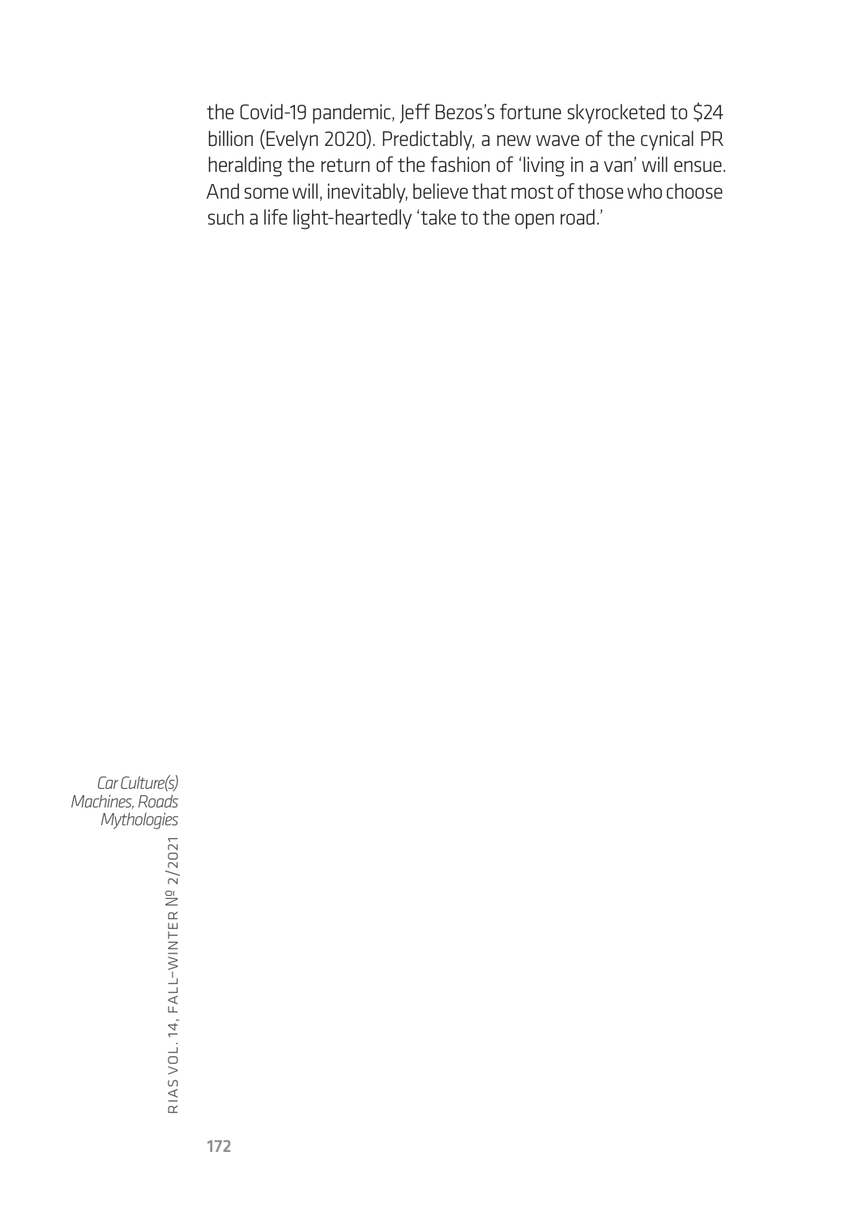the Covid-19 pandemic, Jeff Bezos's fortune skyrocketed to $24 billion (Evelyn 2020). Predictably, a new wave of the cynical PR heralding the return of the fashion of 'living in a van' will ensue. And some will, inevitably, believe that most of those who choose such a life light-heartedly 'take to the open road.'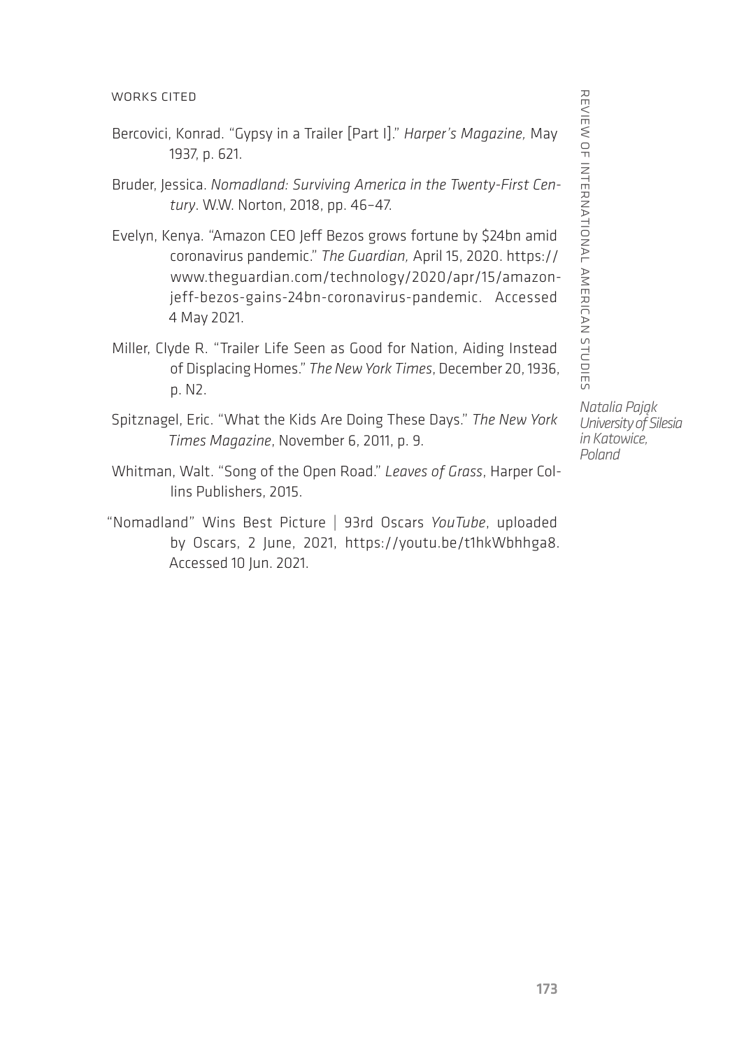## WORKS CITED

Bercovici, Konrad. "Gypsy in a Trailer [Part I]." *Harper's Magazine,* May 1937, p. 621.

Bruder, Jessica. *Nomadland: Surviving America in the Twenty-First Century*. W.W. Norton, 2018, pp. 46–47.

Evelyn, Kenya. "Amazon CEO Jeff Bezos grows fortune by $24bn amid coronavirus pandemic." *The Guardian,* April 15, 2020. https://www.theguardian.com/technology/2020/apr/15/amazon-jeff-bezos-gains-24bn-coronavirus-pandemic. Accessed 4 May 2021.

Miller, Clyde R. "Trailer Life Seen as Good for Nation, Aiding Instead of Displacing Homes." *The New York Times*, December 20, 1936, p. N2.

Spitznagel, Eric. "What the Kids Are Doing These Days." *The New York Times Magazine*, November 6, 2011, p. 9.

Whitman, Walt. "Song of the Open Road." *Leaves of Grass*, Harper Collins Publishers, 2015.

"Nomadland" Wins Best Picture | 93rd Oscars *YouTube*, uploaded by Oscars, 2 June, 2021, https://youtu.be/t1hkWbhhga8. Accessed 10 Jun. 2021.

*Natalia Pająk*
*University of Silesia in Katowice, Poland*